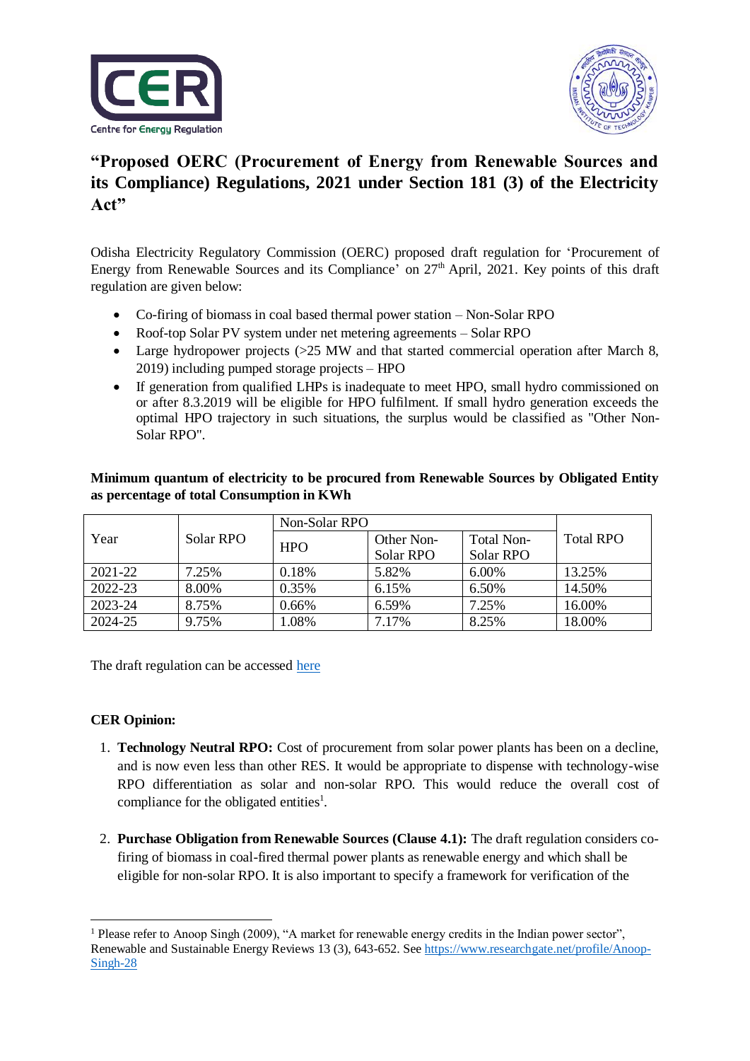# "Proposed OERC (Procurement of Energy from Renewable Sources and its Compliance) Regulations, 2021 under Section 181 (3) of the Electricity Act"

Odisha Electricity Regulatory Commission (OERC) proposed draft regulation for 'Procurement of Energy from Renewable Sources and its Compliance' on 27th April, 2021. Key points of this draft regulation are given below:

- Co-firing of biomass in coal based thermal power station – Non-Solar RPO
- Roof-top Solar PV system under net metering agreements – Solar RPO
- Large hydropower projects (>25 MW and that started commercial operation after March 8, 2019) including pumped storage projects – HPO
- If generation from qualified LHPs is inadequate to meet HPO, small hydro commissioned on or after 8.3.2019 will be eligible for HPO fulfilment. If small hydro generation exceeds the optimal HPO trajectory in such situations, the surplus would be classified as "Other Non-Solar RPO".

**Minimum quantum of electricity to be procured from Renewable Sources by Obligated Entity as percentage of total Consumption in KWh**

| Year | Solar RPO | Non-Solar RPO | | | Total RPO |
|---|---|---|---|---|---|
| | | HPO | Other Non-Solar RPO | Total Non-Solar RPO | |
| 2021-22 | 7.25% | 0.18% | 5.82% | 6.00% | 13.25% |
| 2022-23 | 8.00% | 0.35% | 6.15% | 6.50% | 14.50% |
| 2023-24 | 8.75% | 0.66% | 6.59% | 7.25% | 16.00% |
| 2024-25 | 9.75% | 1.08% | 7.17% | 8.25% | 18.00% |

The draft regulation can be accessed [here]

**CER Opinion:**

1. **Technology Neutral RPO:** Cost of procurement from solar power plants has been on a decline, and is now even less than other RES. It would be appropriate to dispense with technology-wise RPO differentiation as solar and non-solar RPO. This would reduce the overall cost of compliance for the obligated entities[1].

2. **Purchase Obligation from Renewable Sources (Clause 4.1):** The draft regulation considers co-firing of biomass in coal-fired thermal power plants as renewable energy and which shall be eligible for non-solar RPO. It is also important to specify a framework for verification of the

---

[1] Please refer to Anoop Singh (2009), "A market for renewable energy credits in the Indian power sector", Renewable and Sustainable Energy Reviews 13 (3), 643-652. See https://www.researchgate.net/profile/Anoop-Singh-28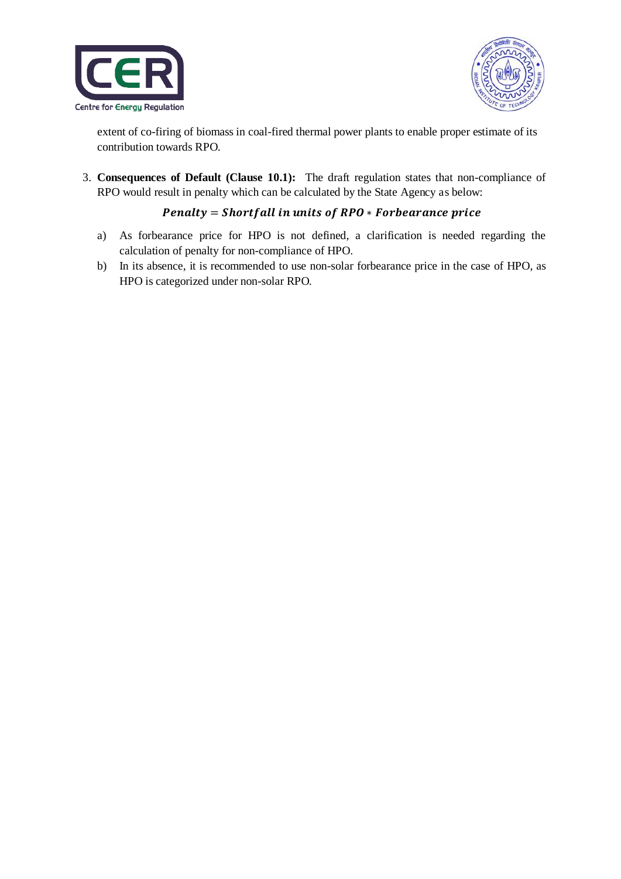extent of co-firing of biomass in coal-fired thermal power plants to enable proper estimate of its contribution towards RPO.

3. **Consequences of Default (Clause 10.1):** The draft regulation states that non-compliance of RPO would result in penalty which can be calculated by the State Agency as below:

$$\boldsymbol{Penalty = Shortfall\ in\ units\ of\ RPO * Forbearance\ price}$$

   a) As forbearance price for HPO is not defined, a clarification is needed regarding the calculation of penalty for non-compliance of HPO.

   b) In its absence, it is recommended to use non-solar forbearance price in the case of HPO, as HPO is categorized under non-solar RPO.